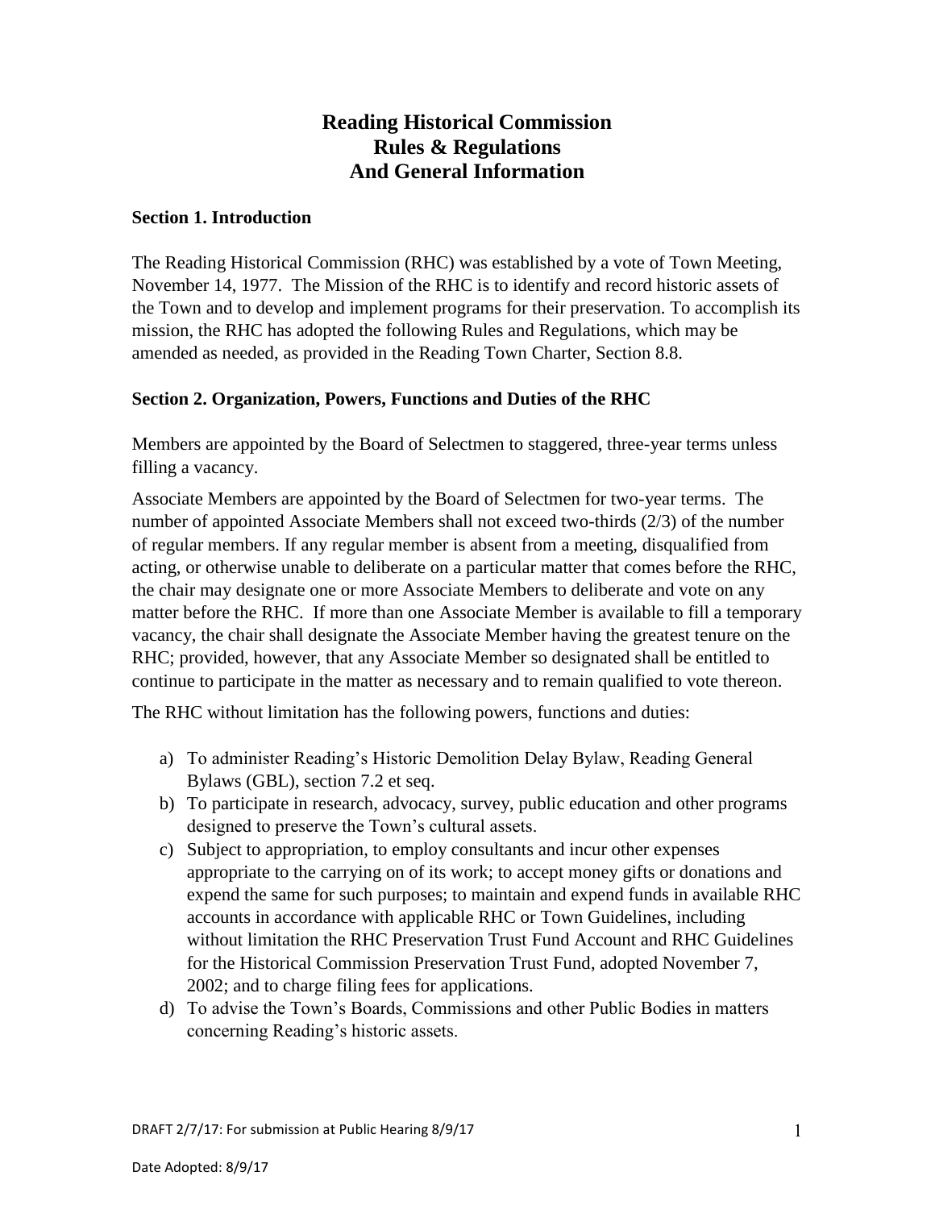# Reading Historical Commission
# Rules & Regulations
# And General Information

## Section 1. Introduction

The Reading Historical Commission (RHC) was established by a vote of Town Meeting, November 14, 1977. The Mission of the RHC is to identify and record historic assets of the Town and to develop and implement programs for their preservation. To accomplish its mission, the RHC has adopted the following Rules and Regulations, which may be amended as needed, as provided in the Reading Town Charter, Section 8.8.

## Section 2. Organization, Powers, Functions and Duties of the RHC

Members are appointed by the Board of Selectmen to staggered, three-year terms unless filling a vacancy.

Associate Members are appointed by the Board of Selectmen for two-year terms. The number of appointed Associate Members shall not exceed two-thirds (2/3) of the number of regular members. If any regular member is absent from a meeting, disqualified from acting, or otherwise unable to deliberate on a particular matter that comes before the RHC, the chair may designate one or more Associate Members to deliberate and vote on any matter before the RHC. If more than one Associate Member is available to fill a temporary vacancy, the chair shall designate the Associate Member having the greatest tenure on the RHC; provided, however, that any Associate Member so designated shall be entitled to continue to participate in the matter as necessary and to remain qualified to vote thereon.

The RHC without limitation has the following powers, functions and duties:

a) To administer Reading's Historic Demolition Delay Bylaw, Reading General Bylaws (GBL), section 7.2 et seq.
b) To participate in research, advocacy, survey, public education and other programs designed to preserve the Town's cultural assets.
c) Subject to appropriation, to employ consultants and incur other expenses appropriate to the carrying on of its work; to accept money gifts or donations and expend the same for such purposes; to maintain and expend funds in available RHC accounts in accordance with applicable RHC or Town Guidelines, including without limitation the RHC Preservation Trust Fund Account and RHC Guidelines for the Historical Commission Preservation Trust Fund, adopted November 7, 2002; and to charge filing fees for applications.
d) To advise the Town's Boards, Commissions and other Public Bodies in matters concerning Reading's historic assets.

DRAFT 2/7/17: For submission at Public Hearing 8/9/17

Date Adopted: 8/9/17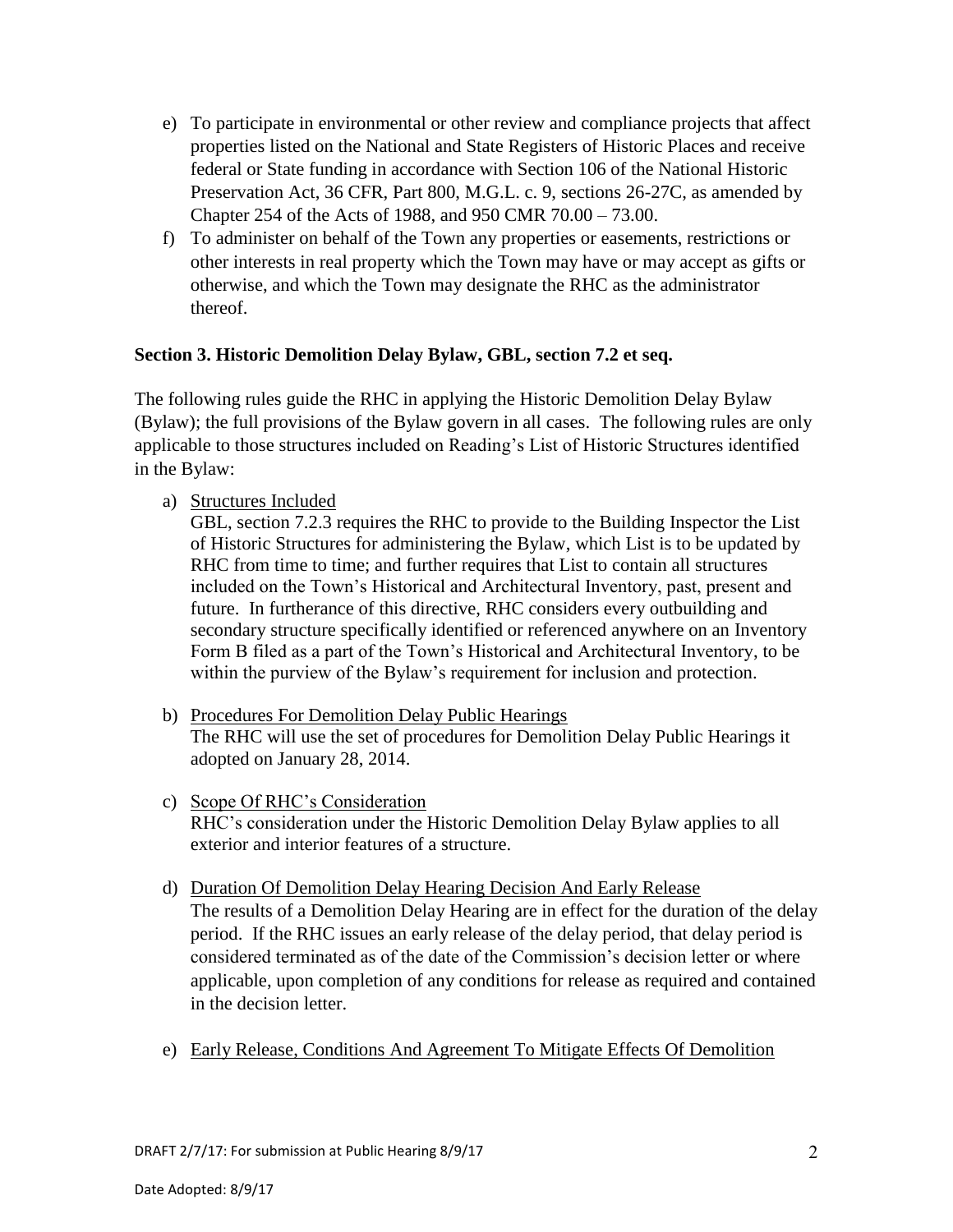e) To participate in environmental or other review and compliance projects that affect properties listed on the National and State Registers of Historic Places and receive federal or State funding in accordance with Section 106 of the National Historic Preservation Act, 36 CFR, Part 800, M.G.L. c. 9, sections 26-27C, as amended by Chapter 254 of the Acts of 1988, and 950 CMR 70.00 – 73.00.

f) To administer on behalf of the Town any properties or easements, restrictions or other interests in real property which the Town may have or may accept as gifts or otherwise, and which the Town may designate the RHC as the administrator thereof.

**Section 3. Historic Demolition Delay Bylaw, GBL, section 7.2 et seq.**

The following rules guide the RHC in applying the Historic Demolition Delay Bylaw (Bylaw); the full provisions of the Bylaw govern in all cases. The following rules are only applicable to those structures included on Reading's List of Historic Structures identified in the Bylaw:

a) Structures Included

   GBL, section 7.2.3 requires the RHC to provide to the Building Inspector the List of Historic Structures for administering the Bylaw, which List is to be updated by RHC from time to time; and further requires that List to contain all structures included on the Town's Historical and Architectural Inventory, past, present and future. In furtherance of this directive, RHC considers every outbuilding and secondary structure specifically identified or referenced anywhere on an Inventory Form B filed as a part of the Town's Historical and Architectural Inventory, to be within the purview of the Bylaw's requirement for inclusion and protection.

b) Procedures For Demolition Delay Public Hearings

   The RHC will use the set of procedures for Demolition Delay Public Hearings it adopted on January 28, 2014.

c) Scope Of RHC's Consideration

   RHC's consideration under the Historic Demolition Delay Bylaw applies to all exterior and interior features of a structure.

d) Duration Of Demolition Delay Hearing Decision And Early Release

   The results of a Demolition Delay Hearing are in effect for the duration of the delay period. If the RHC issues an early release of the delay period, that delay period is considered terminated as of the date of the Commission's decision letter or where applicable, upon completion of any conditions for release as required and contained in the decision letter.

e) Early Release, Conditions And Agreement To Mitigate Effects Of Demolition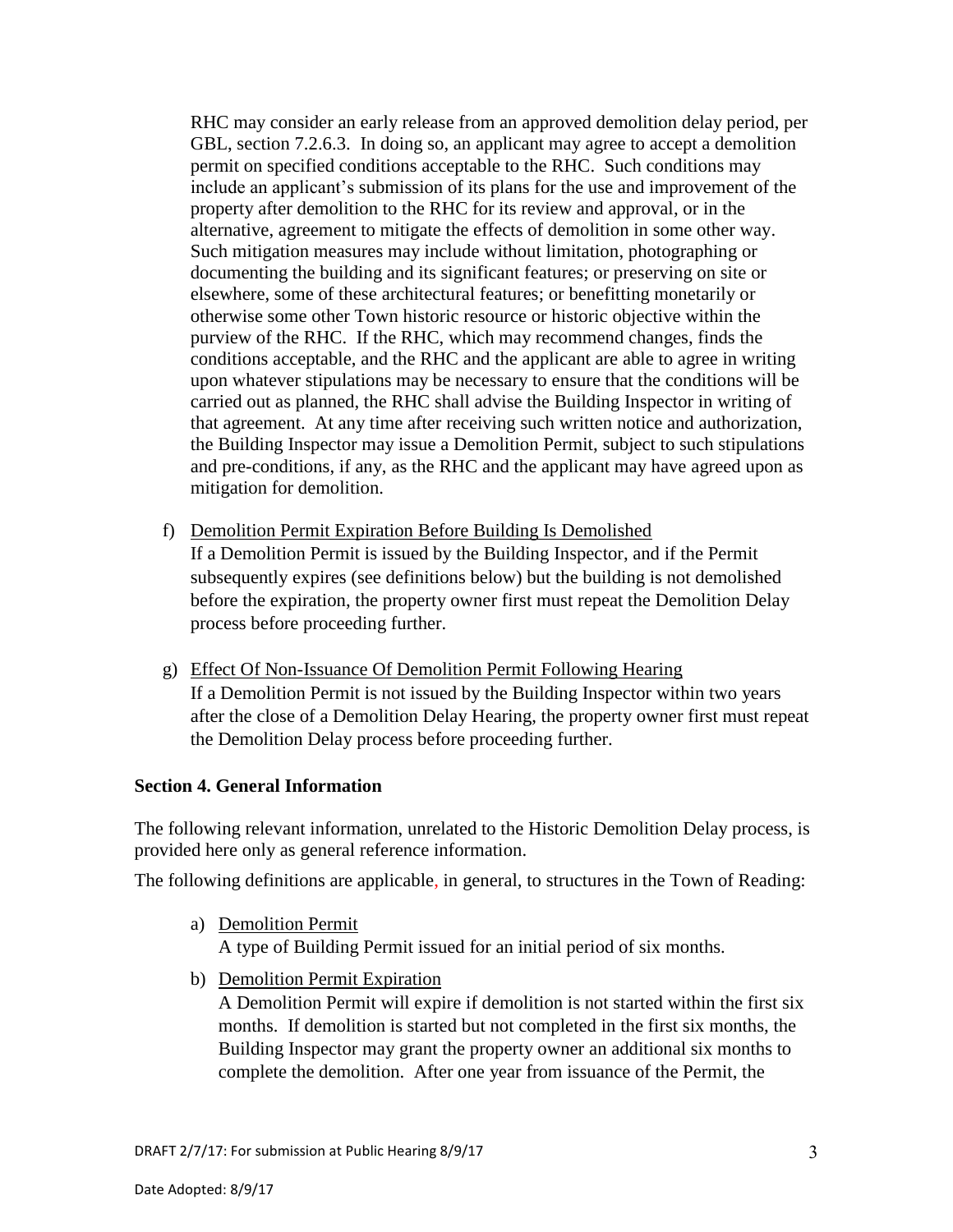RHC may consider an early release from an approved demolition delay period, per GBL, section 7.2.6.3. In doing so, an applicant may agree to accept a demolition permit on specified conditions acceptable to the RHC. Such conditions may include an applicant's submission of its plans for the use and improvement of the property after demolition to the RHC for its review and approval, or in the alternative, agreement to mitigate the effects of demolition in some other way. Such mitigation measures may include without limitation, photographing or documenting the building and its significant features; or preserving on site or elsewhere, some of these architectural features; or benefitting monetarily or otherwise some other Town historic resource or historic objective within the purview of the RHC. If the RHC, which may recommend changes, finds the conditions acceptable, and the RHC and the applicant are able to agree in writing upon whatever stipulations may be necessary to ensure that the conditions will be carried out as planned, the RHC shall advise the Building Inspector in writing of that agreement. At any time after receiving such written notice and authorization, the Building Inspector may issue a Demolition Permit, subject to such stipulations and pre-conditions, if any, as the RHC and the applicant may have agreed upon as mitigation for demolition.

f) Demolition Permit Expiration Before Building Is Demolished
If a Demolition Permit is issued by the Building Inspector, and if the Permit subsequently expires (see definitions below) but the building is not demolished before the expiration, the property owner first must repeat the Demolition Delay process before proceeding further.

g) Effect Of Non-Issuance Of Demolition Permit Following Hearing
If a Demolition Permit is not issued by the Building Inspector within two years after the close of a Demolition Delay Hearing, the property owner first must repeat the Demolition Delay process before proceeding further.

**Section 4. General Information**

The following relevant information, unrelated to the Historic Demolition Delay process, is provided here only as general reference information.

The following definitions are applicable, in general, to structures in the Town of Reading:

a) Demolition Permit
A type of Building Permit issued for an initial period of six months.

b) Demolition Permit Expiration
A Demolition Permit will expire if demolition is not started within the first six months. If demolition is started but not completed in the first six months, the Building Inspector may grant the property owner an additional six months to complete the demolition. After one year from issuance of the Permit, the

DRAFT 2/7/17: For submission at Public Hearing 8/9/17

Date Adopted: 8/9/17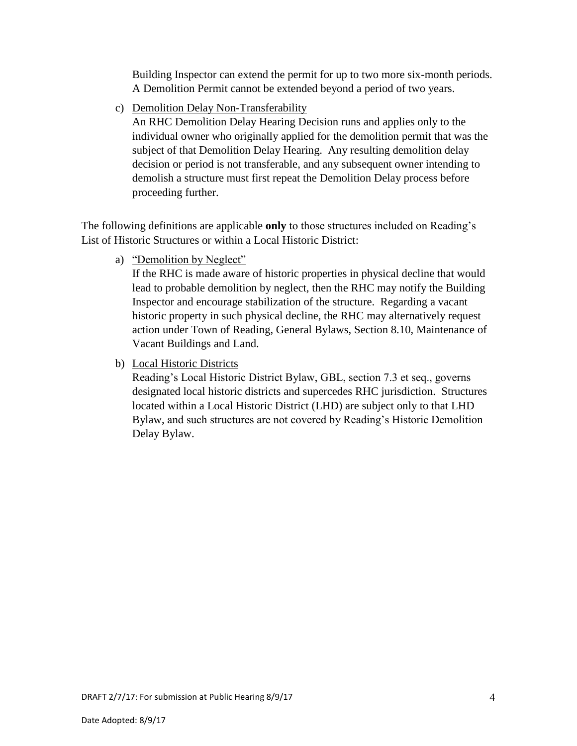Building Inspector can extend the permit for up to two more six-month periods. A Demolition Permit cannot be extended beyond a period of two years.

c) Demolition Delay Non-Transferability
An RHC Demolition Delay Hearing Decision runs and applies only to the individual owner who originally applied for the demolition permit that was the subject of that Demolition Delay Hearing. Any resulting demolition delay decision or period is not transferable, and any subsequent owner intending to demolish a structure must first repeat the Demolition Delay process before proceeding further.

The following definitions are applicable **only** to those structures included on Reading's List of Historic Structures or within a Local Historic District:

a) "Demolition by Neglect"
If the RHC is made aware of historic properties in physical decline that would lead to probable demolition by neglect, then the RHC may notify the Building Inspector and encourage stabilization of the structure. Regarding a vacant historic property in such physical decline, the RHC may alternatively request action under Town of Reading, General Bylaws, Section 8.10, Maintenance of Vacant Buildings and Land.

b) Local Historic Districts
Reading's Local Historic District Bylaw, GBL, section 7.3 et seq., governs designated local historic districts and supercedes RHC jurisdiction. Structures located within a Local Historic District (LHD) are subject only to that LHD Bylaw, and such structures are not covered by Reading's Historic Demolition Delay Bylaw.

DRAFT 2/7/17: For submission at Public Hearing 8/9/17

Date Adopted: 8/9/17